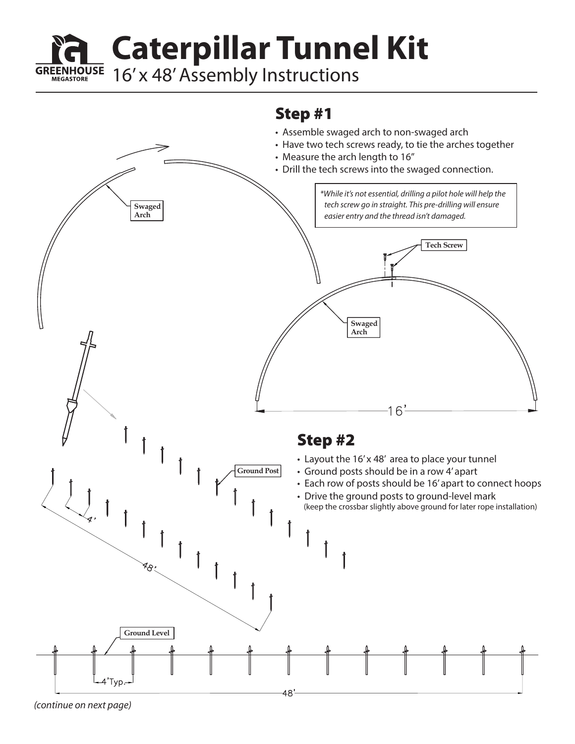# Caterpillar Tunnel Kit

GREENHOUSE MEGASTORE

## 16' x 48' Assembly Instructions

## Step #1

- Assemble swaged arch to non-swaged arch
- Have two tech screws ready, to tie the arches together
- Measure the arch length to 16"
- Drill the tech screws into the swaged connection.

*\*While it's not essential, drilling a pilot hole will help the tech screw go in straight. This pre-drilling will ensure easier entry and the thread isn't damaged.*

Swaged Arch

Tech Screw

Swaged Arch

16'

## Step #2

- Layout the 16' x 48' area to place your tunnel
- Ground posts should be in a row 4' apart
- Each row of posts should be 16' apart to connect hoops
- Drive the ground posts to ground-level mark
  (keep the crossbar slightly above ground for later rope installation)

Ground Post

4'

48'

Ground Level

4'Typ.

48'

*(continue on next page)*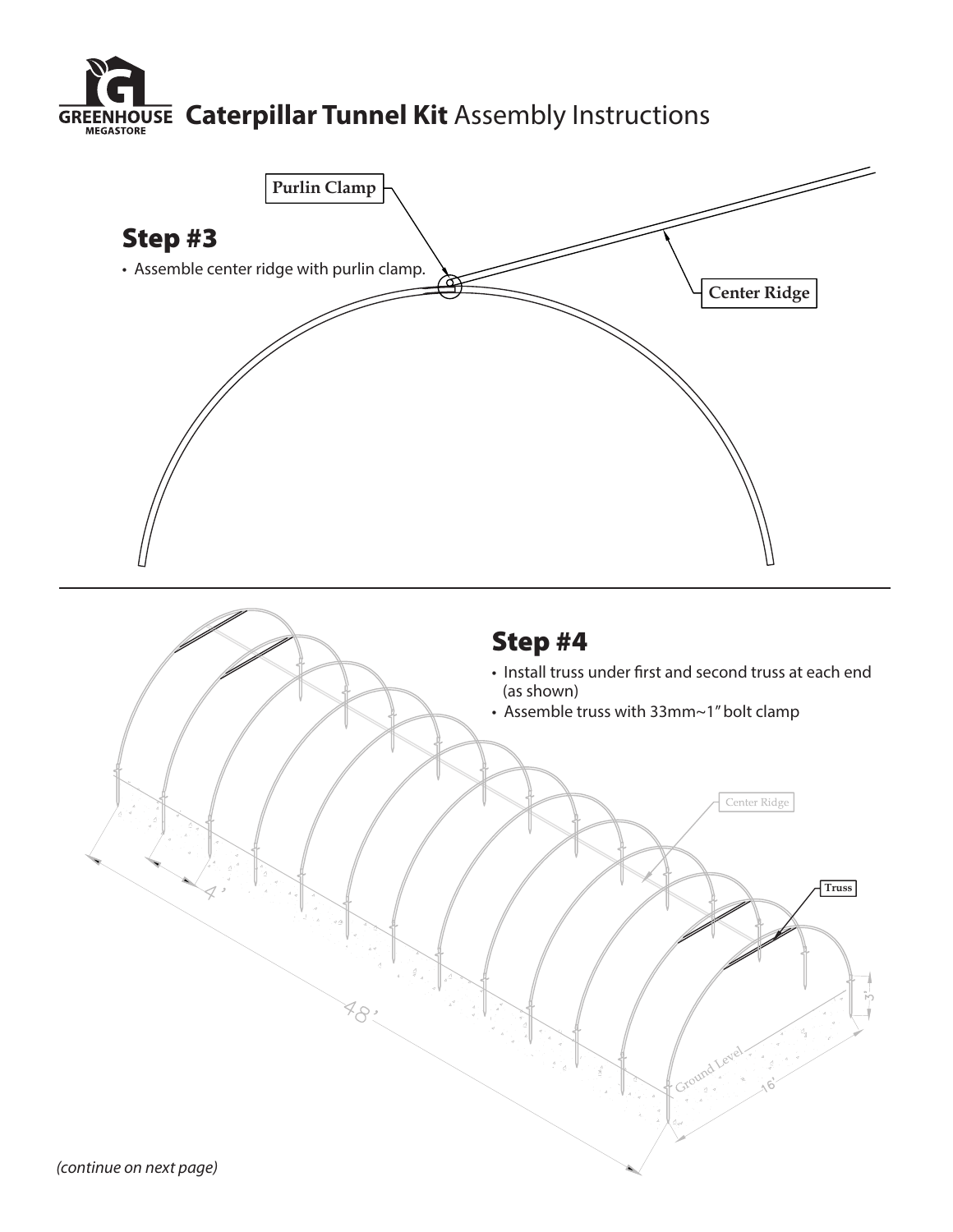# Caterpillar Tunnel Kit Assembly Instructions

## Step #3

- Assemble center ridge with purlin clamp.

Purlin Clamp

Center Ridge

## Step #4

- Install truss under first and second truss at each end (as shown)
- Assemble truss with 33mm~1" bolt clamp

Center Ridge

Truss

4'

48'

3'

16'

Ground Level

*(continue on next page)*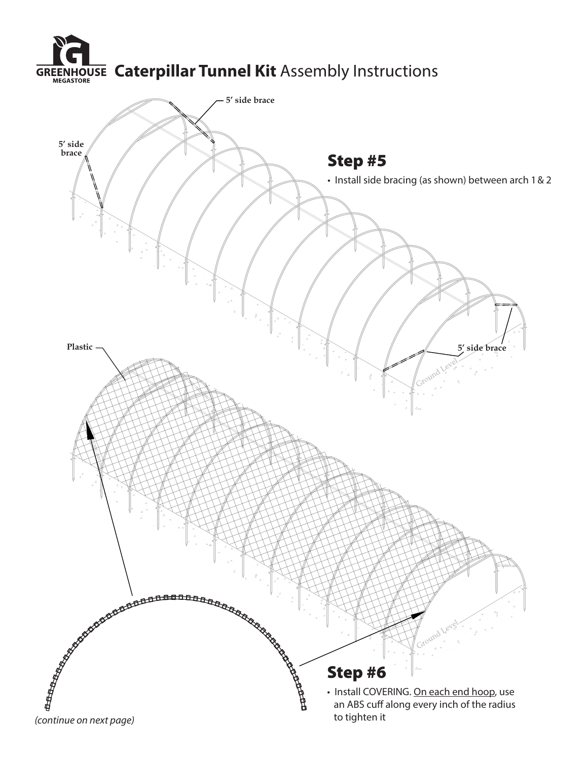# Caterpillar Tunnel Kit Assembly Instructions

5′ side brace

5′ side brace

5′ side brace

Ground Level

## Step #5

- Install side bracing (as shown) between arch 1 & 2

Plastic

Ground Level

## Step #6

- Install COVERING. On each end hoop, use an ABS cuff along every inch of the radius to tighten it

*(continue on next page)*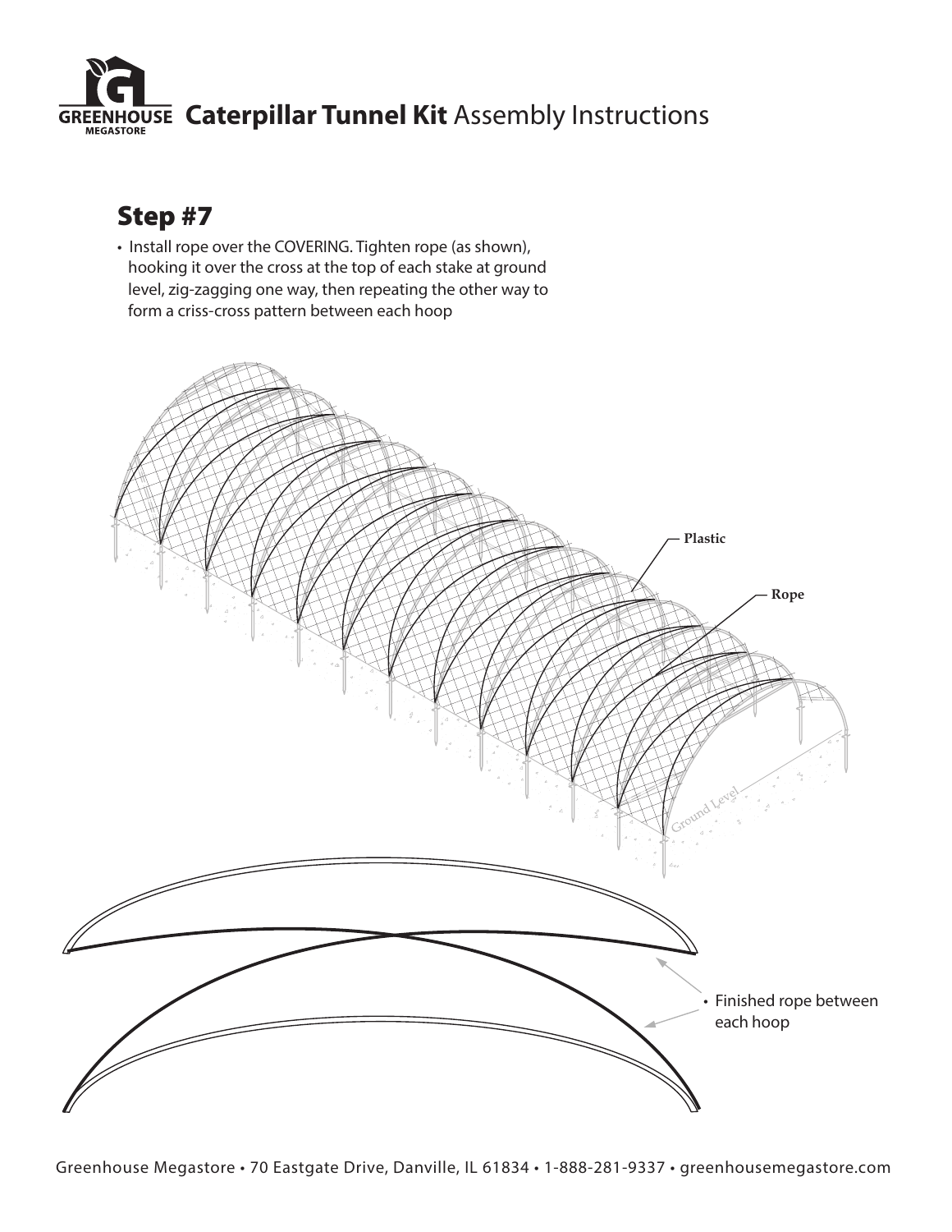# Caterpillar Tunnel Kit Assembly Instructions

## Step #7

- Install rope over the COVERING. Tighten rope (as shown), hooking it over the cross at the top of each stake at ground level, zig-zagging one way, then repeating the other way to form a criss-cross pattern between each hoop

Plastic

Rope

Ground Level

- Finished rope between each hoop

Greenhouse Megastore • 70 Eastgate Drive, Danville, IL 61834 • 1-888-281-9337 • greenhousemegastore.com